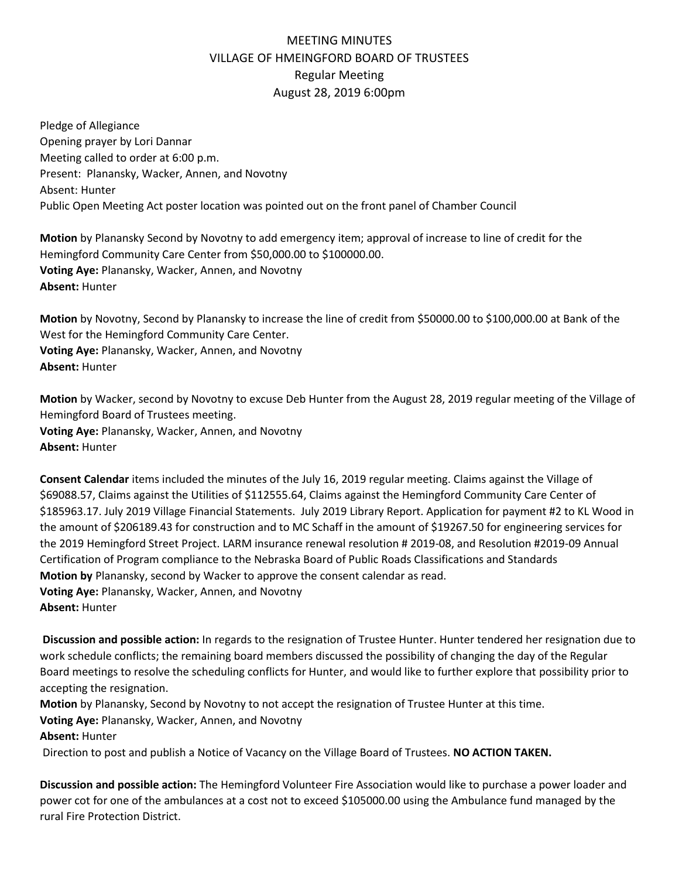# MEETING MINUTES
## VILLAGE OF HMEINGFORD BOARD OF TRUSTEES
### Regular Meeting
### August 28, 2019 6:00pm

Pledge of Allegiance
Opening prayer by Lori Dannar
Meeting called to order at 6:00 p.m.
Present: Planansky, Wacker, Annen, and Novotny
Absent: Hunter
Public Open Meeting Act poster location was pointed out on the front panel of Chamber Council

**Motion** by Planansky Second by Novotny to add emergency item; approval of increase to line of credit for the Hemingford Community Care Center from $50,000.00 to $100000.00.
**Voting Aye:** Planansky, Wacker, Annen, and Novotny
**Absent:** Hunter

**Motion** by Novotny, Second by Planansky to increase the line of credit from $50000.00 to $100,000.00 at Bank of the West for the Hemingford Community Care Center.
**Voting Aye:** Planansky, Wacker, Annen, and Novotny
**Absent:** Hunter

**Motion** by Wacker, second by Novotny to excuse Deb Hunter from the August 28, 2019 regular meeting of the Village of Hemingford Board of Trustees meeting.
**Voting Aye:** Planansky, Wacker, Annen, and Novotny
**Absent:** Hunter

**Consent Calendar** items included the minutes of the July 16, 2019 regular meeting. Claims against the Village of $69088.57, Claims against the Utilities of $112555.64, Claims against the Hemingford Community Care Center of $185963.17. July 2019 Village Financial Statements. July 2019 Library Report. Application for payment #2 to KL Wood in the amount of $206189.43 for construction and to MC Schaff in the amount of $19267.50 for engineering services for the 2019 Hemingford Street Project. LARM insurance renewal resolution # 2019-08, and Resolution #2019-09 Annual Certification of Program compliance to the Nebraska Board of Public Roads Classifications and Standards
**Motion by** Planansky, second by Wacker to approve the consent calendar as read.
**Voting Aye:** Planansky, Wacker, Annen, and Novotny
**Absent:** Hunter

**Discussion and possible action:** In regards to the resignation of Trustee Hunter. Hunter tendered her resignation due to work schedule conflicts; the remaining board members discussed the possibility of changing the day of the Regular Board meetings to resolve the scheduling conflicts for Hunter, and would like to further explore that possibility prior to accepting the resignation.
**Motion** by Planansky, Second by Novotny to not accept the resignation of Trustee Hunter at this time.
**Voting Aye:** Planansky, Wacker, Annen, and Novotny
**Absent:** Hunter
Direction to post and publish a Notice of Vacancy on the Village Board of Trustees. **NO ACTION TAKEN.**

**Discussion and possible action:** The Hemingford Volunteer Fire Association would like to purchase a power loader and power cot for one of the ambulances at a cost not to exceed $105000.00 using the Ambulance fund managed by the rural Fire Protection District.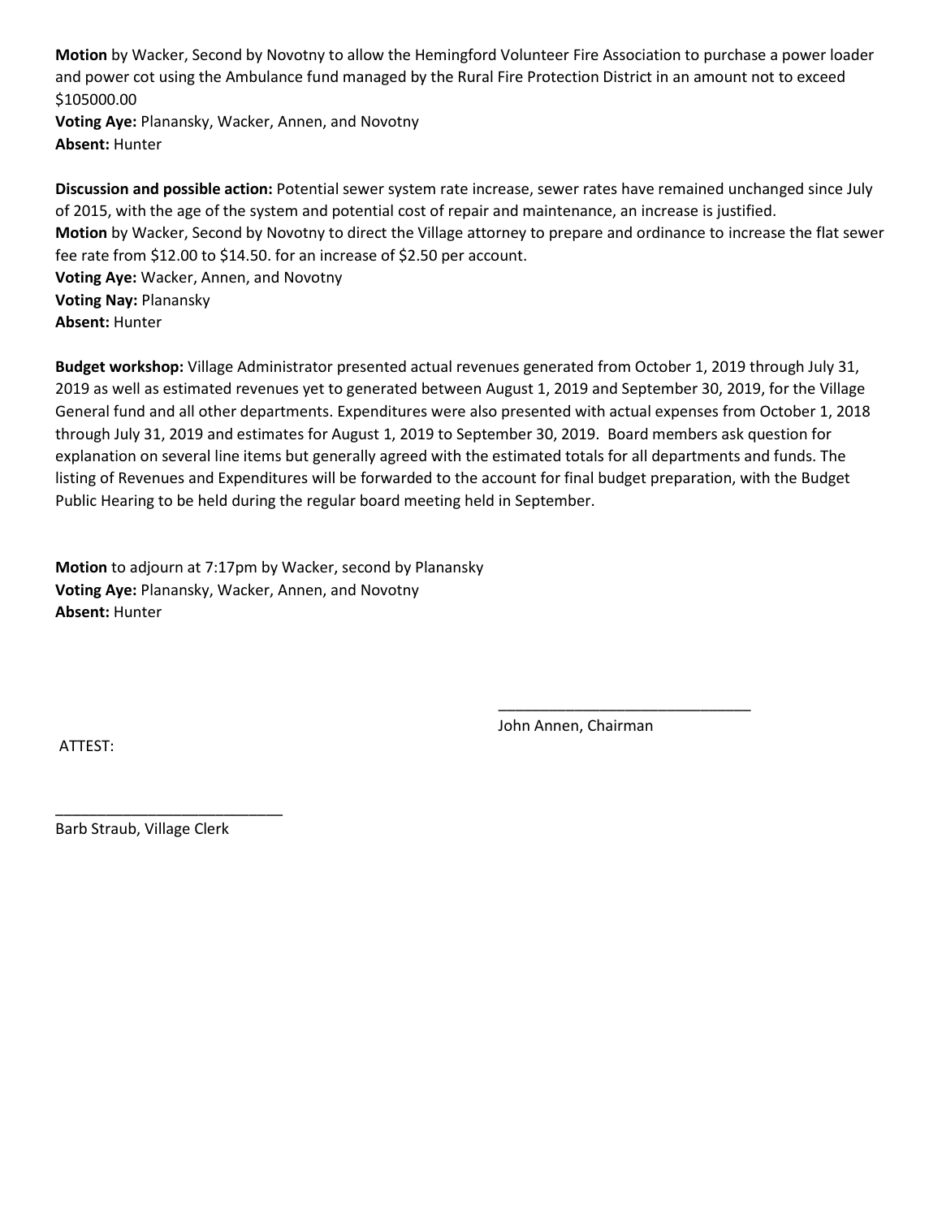**Motion** by Wacker, Second by Novotny to allow the Hemingford Volunteer Fire Association to purchase a power loader and power cot using the Ambulance fund managed by the Rural Fire Protection District in an amount not to exceed $105000.00
**Voting Aye:** Planansky, Wacker, Annen, and Novotny
**Absent:** Hunter

**Discussion and possible action:** Potential sewer system rate increase, sewer rates have remained unchanged since July of 2015, with the age of the system and potential cost of repair and maintenance, an increase is justified.
**Motion** by Wacker, Second by Novotny to direct the Village attorney to prepare and ordinance to increase the flat sewer fee rate from $12.00 to $14.50. for an increase of $2.50 per account.
**Voting Aye:** Wacker, Annen, and Novotny
**Voting Nay:** Planansky
**Absent:** Hunter

**Budget workshop:** Village Administrator presented actual revenues generated from October 1, 2019 through July 31, 2019 as well as estimated revenues yet to generated between August 1, 2019 and September 30, 2019, for the Village General fund and all other departments. Expenditures were also presented with actual expenses from October 1, 2018 through July 31, 2019 and estimates for August 1, 2019 to September 30, 2019. Board members ask question for explanation on several line items but generally agreed with the estimated totals for all departments and funds. The listing of Revenues and Expenditures will be forwarded to the account for final budget preparation, with the Budget Public Hearing to be held during the regular board meeting held in September.

**Motion** to adjourn at 7:17pm by Wacker, second by Planansky
**Voting Aye:** Planansky, Wacker, Annen, and Novotny
**Absent:** Hunter

______________________________
John Annen, Chairman

ATTEST:

___________________________
Barb Straub, Village Clerk